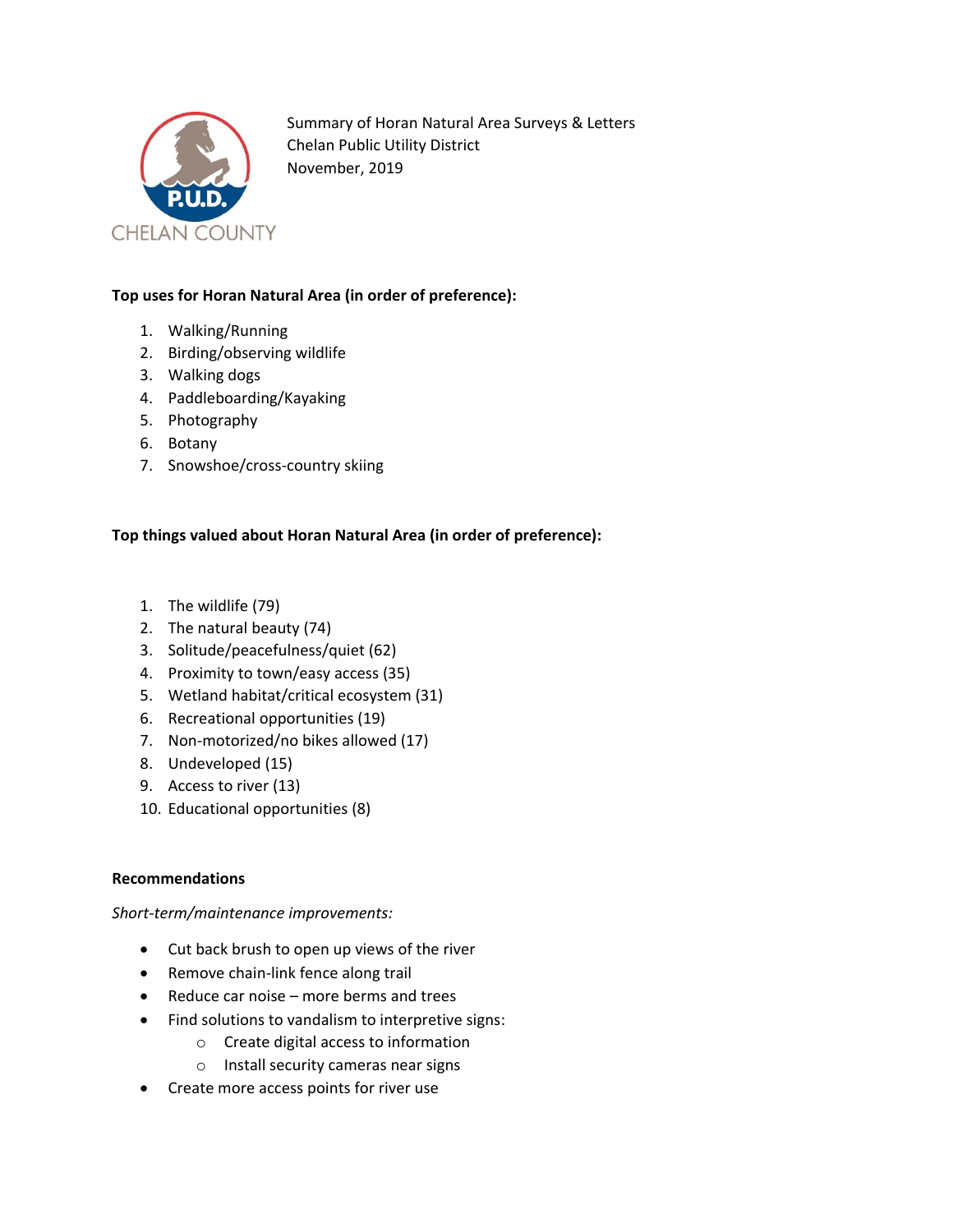Summary of Horan Natural Area Surveys & Letters
Chelan Public Utility District
November, 2019

**Top uses for Horan Natural Area (in order of preference):**

1. Walking/Running
2. Birding/observing wildlife
3. Walking dogs
4. Paddleboarding/Kayaking
5. Photography
6. Botany
7. Snowshoe/cross-country skiing

**Top things valued about Horan Natural Area (in order of preference):**

1. The wildlife (79)
2. The natural beauty (74)
3. Solitude/peacefulness/quiet (62)
4. Proximity to town/easy access (35)
5. Wetland habitat/critical ecosystem (31)
6. Recreational opportunities (19)
7. Non-motorized/no bikes allowed (17)
8. Undeveloped (15)
9. Access to river (13)
10. Educational opportunities (8)

**Recommendations**

*Short-term/maintenance improvements:*

- Cut back brush to open up views of the river
- Remove chain-link fence along trail
- Reduce car noise – more berms and trees
- Find solutions to vandalism to interpretive signs:
  - Create digital access to information
  - Install security cameras near signs
- Create more access points for river use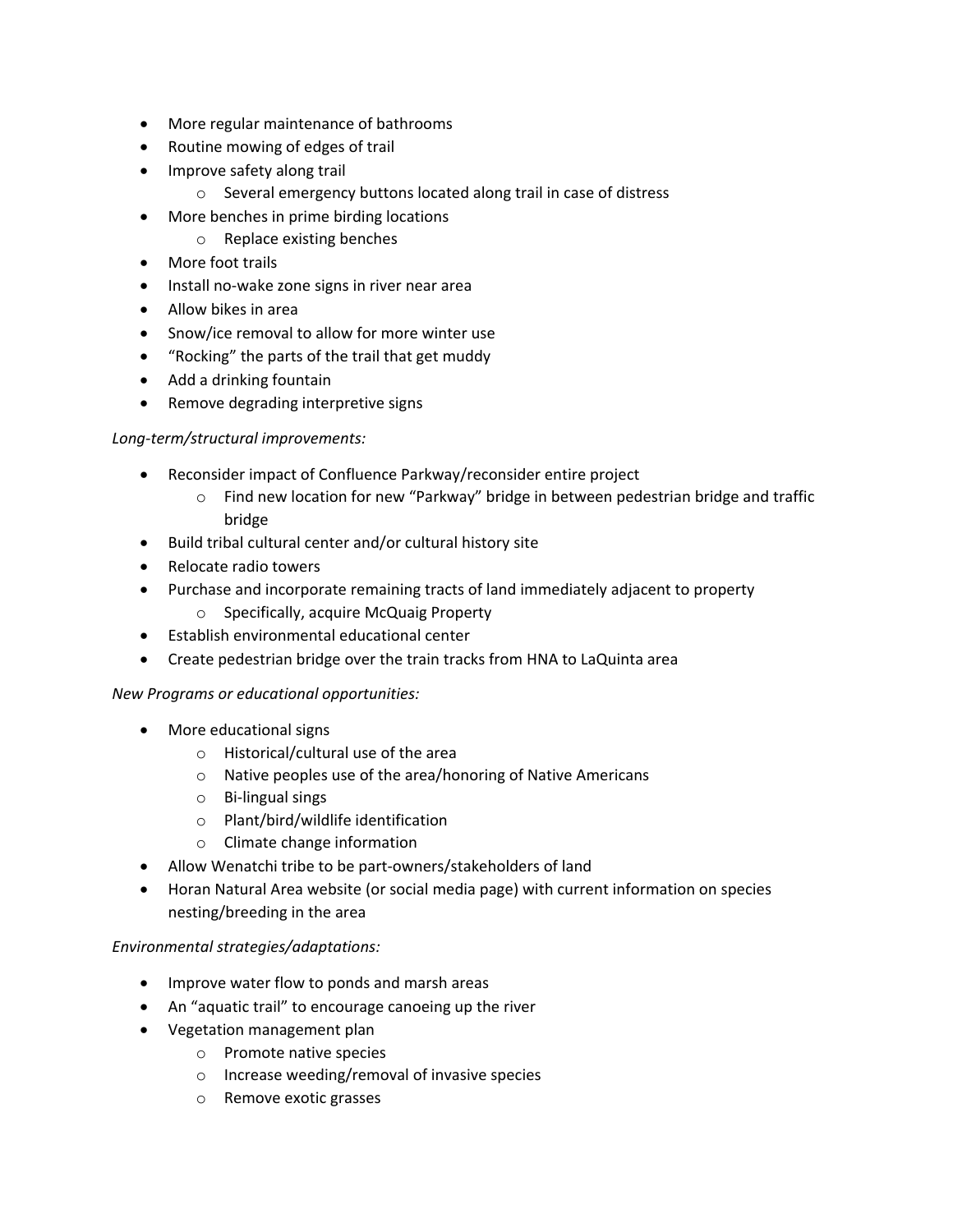- More regular maintenance of bathrooms
- Routine mowing of edges of trail
- Improve safety along trail
    - Several emergency buttons located along trail in case of distress
- More benches in prime birding locations
    - Replace existing benches
- More foot trails
- Install no-wake zone signs in river near area
- Allow bikes in area
- Snow/ice removal to allow for more winter use
- "Rocking" the parts of the trail that get muddy
- Add a drinking fountain
- Remove degrading interpretive signs

*Long-term/structural improvements:*

- Reconsider impact of Confluence Parkway/reconsider entire project
    - Find new location for new "Parkway" bridge in between pedestrian bridge and traffic bridge
- Build tribal cultural center and/or cultural history site
- Relocate radio towers
- Purchase and incorporate remaining tracts of land immediately adjacent to property
    - Specifically, acquire McQuaig Property
- Establish environmental educational center
- Create pedestrian bridge over the train tracks from HNA to LaQuinta area

*New Programs or educational opportunities:*

- More educational signs
    - Historical/cultural use of the area
    - Native peoples use of the area/honoring of Native Americans
    - Bi-lingual sings
    - Plant/bird/wildlife identification
    - Climate change information
- Allow Wenatchi tribe to be part-owners/stakeholders of land
- Horan Natural Area website (or social media page) with current information on species nesting/breeding in the area

*Environmental strategies/adaptations:*

- Improve water flow to ponds and marsh areas
- An "aquatic trail" to encourage canoeing up the river
- Vegetation management plan
    - Promote native species
    - Increase weeding/removal of invasive species
    - Remove exotic grasses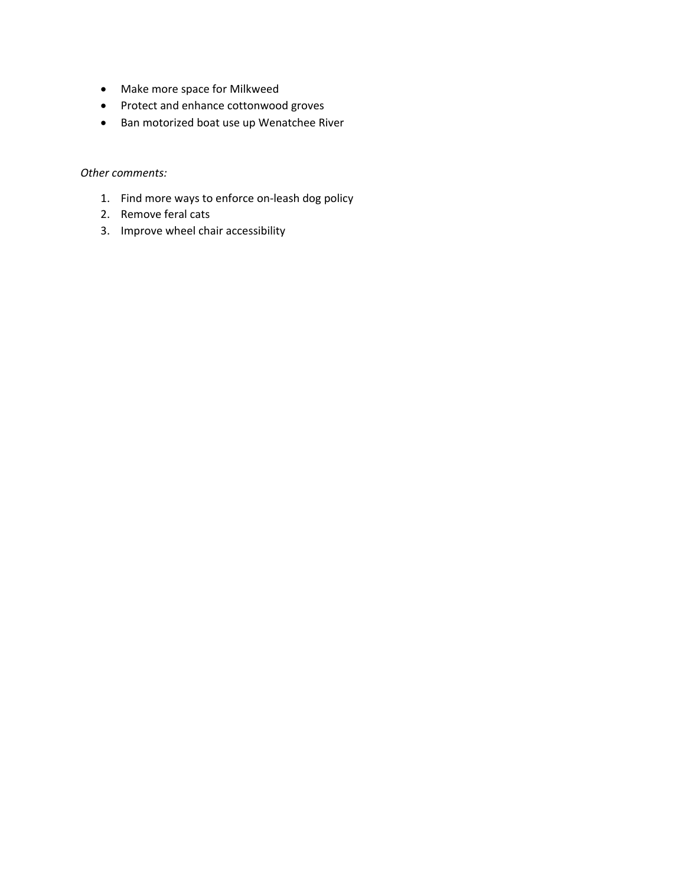- Make more space for Milkweed
- Protect and enhance cottonwood groves
- Ban motorized boat use up Wenatchee River

*Other comments:*

1. Find more ways to enforce on-leash dog policy
2. Remove feral cats
3. Improve wheel chair accessibility